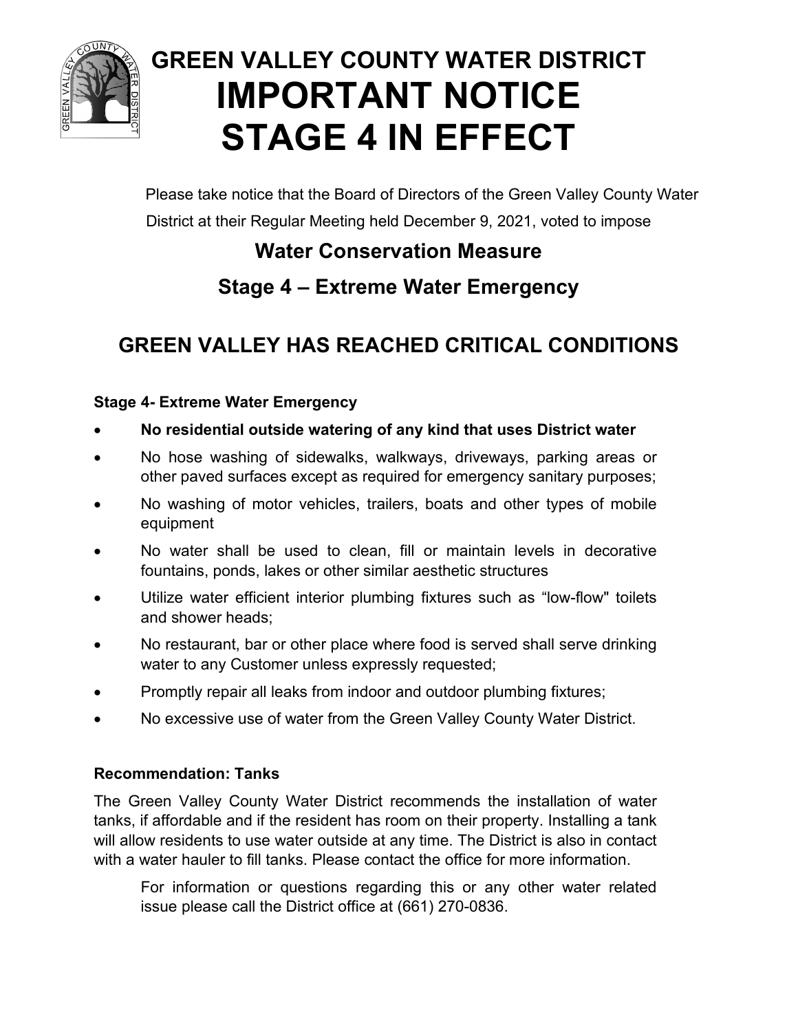# GREEN VALLEY COUNTY WATER DISTRICT

# IMPORTANT NOTICE
# STAGE 4 IN EFFECT

Please take notice that the Board of Directors of the Green Valley County Water District at their Regular Meeting held December 9, 2021, voted to impose

## Water Conservation Measure

## Stage 4 – Extreme Water Emergency

## GREEN VALLEY HAS REACHED CRITICAL CONDITIONS

**Stage 4- Extreme Water Emergency**

- **No residential outside watering of any kind that uses District water**
- No hose washing of sidewalks, walkways, driveways, parking areas or other paved surfaces except as required for emergency sanitary purposes;
- No washing of motor vehicles, trailers, boats and other types of mobile equipment
- No water shall be used to clean, fill or maintain levels in decorative fountains, ponds, lakes or other similar aesthetic structures
- Utilize water efficient interior plumbing fixtures such as "low-flow" toilets and shower heads;
- No restaurant, bar or other place where food is served shall serve drinking water to any Customer unless expressly requested;
- Promptly repair all leaks from indoor and outdoor plumbing fixtures;
- No excessive use of water from the Green Valley County Water District.

**Recommendation: Tanks**

The Green Valley County Water District recommends the installation of water tanks, if affordable and if the resident has room on their property. Installing a tank will allow residents to use water outside at any time. The District is also in contact with a water hauler to fill tanks. Please contact the office for more information.

For information or questions regarding this or any other water related issue please call the District office at (661) 270-0836.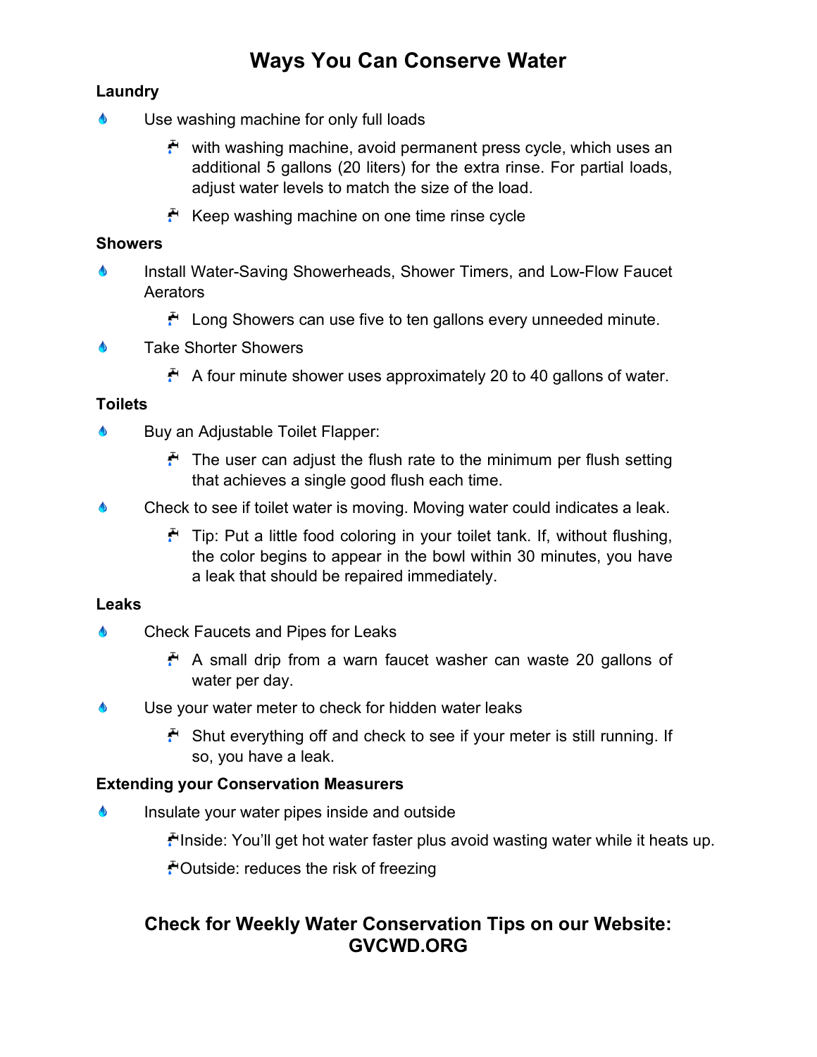# Ways You Can Conserve Water

### Laundry

- Use washing machine for only full loads
  - with washing machine, avoid permanent press cycle, which uses an additional 5 gallons (20 liters) for the extra rinse. For partial loads, adjust water levels to match the size of the load.
  - Keep washing machine on one time rinse cycle

### Showers

- Install Water-Saving Showerheads, Shower Timers, and Low-Flow Faucet Aerators
  - Long Showers can use five to ten gallons every unneeded minute.
- Take Shorter Showers
  - A four minute shower uses approximately 20 to 40 gallons of water.

### Toilets

- Buy an Adjustable Toilet Flapper:
  - The user can adjust the flush rate to the minimum per flush setting that achieves a single good flush each time.
- Check to see if toilet water is moving. Moving water could indicates a leak.
  - Tip: Put a little food coloring in your toilet tank. If, without flushing, the color begins to appear in the bowl within 30 minutes, you have a leak that should be repaired immediately.

### Leaks

- Check Faucets and Pipes for Leaks
  - A small drip from a warn faucet washer can waste 20 gallons of water per day.
- Use your water meter to check for hidden water leaks
  - Shut everything off and check to see if your meter is still running. If so, you have a leak.

### Extending your Conservation Measurers

- Insulate your water pipes inside and outside
  - Inside: You'll get hot water faster plus avoid wasting water while it heats up.
  - Outside: reduces the risk of freezing

**Check for Weekly Water Conservation Tips on our Website: GVCWD.ORG**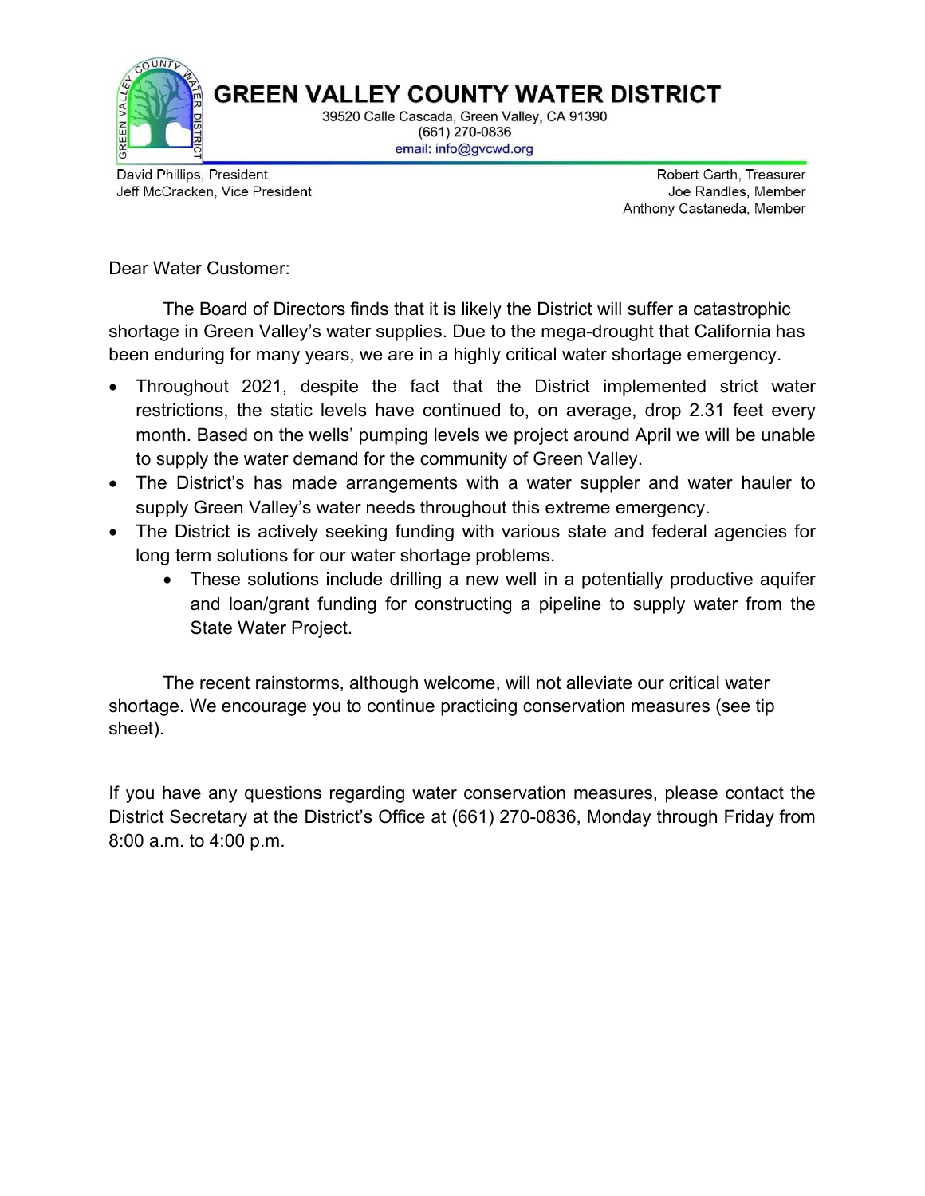# GREEN VALLEY COUNTY WATER DISTRICT

39520 Calle Cascada, Green Valley, CA 91390
(661) 270-0836
email: info@gvcwd.org

David Phillips, President
Jeff McCracken, Vice President

Robert Garth, Treasurer
Joe Randles, Member
Anthony Castaneda, Member

Dear Water Customer:

The Board of Directors finds that it is likely the District will suffer a catastrophic shortage in Green Valley's water supplies. Due to the mega-drought that California has been enduring for many years, we are in a highly critical water shortage emergency.

- Throughout 2021, despite the fact that the District implemented strict water restrictions, the static levels have continued to, on average, drop 2.31 feet every month. Based on the wells' pumping levels we project around April we will be unable to supply the water demand for the community of Green Valley.
- The District's has made arrangements with a water suppler and water hauler to supply Green Valley's water needs throughout this extreme emergency.
- The District is actively seeking funding with various state and federal agencies for long term solutions for our water shortage problems.
  - These solutions include drilling a new well in a potentially productive aquifer and loan/grant funding for constructing a pipeline to supply water from the State Water Project.

The recent rainstorms, although welcome, will not alleviate our critical water shortage. We encourage you to continue practicing conservation measures (see tip sheet).

If you have any questions regarding water conservation measures, please contact the District Secretary at the District's Office at (661) 270-0836, Monday through Friday from 8:00 a.m. to 4:00 p.m.